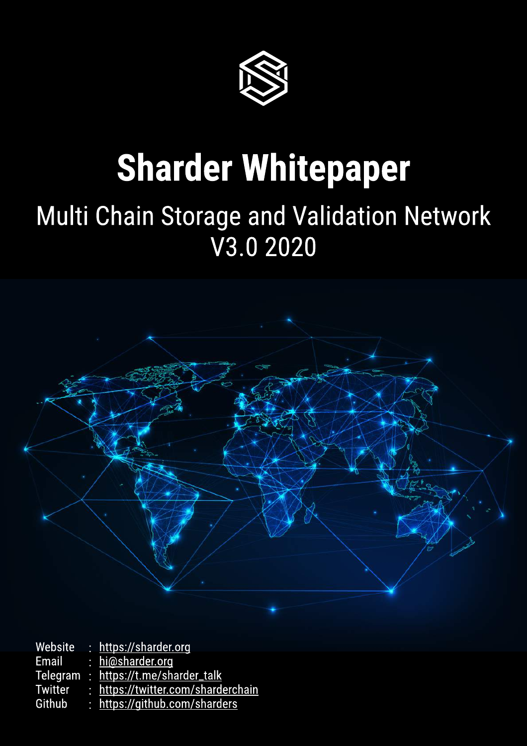# Sharder Whitepaper

## Multi Chain Storage and Validation Network
## V3.0 2020

Website : https://sharder.org
Email : hi@sharder.org
Telegram : https://t.me/sharder_talk
Twitter : https://twitter.com/sharderchain
Github : https://github.com/sharders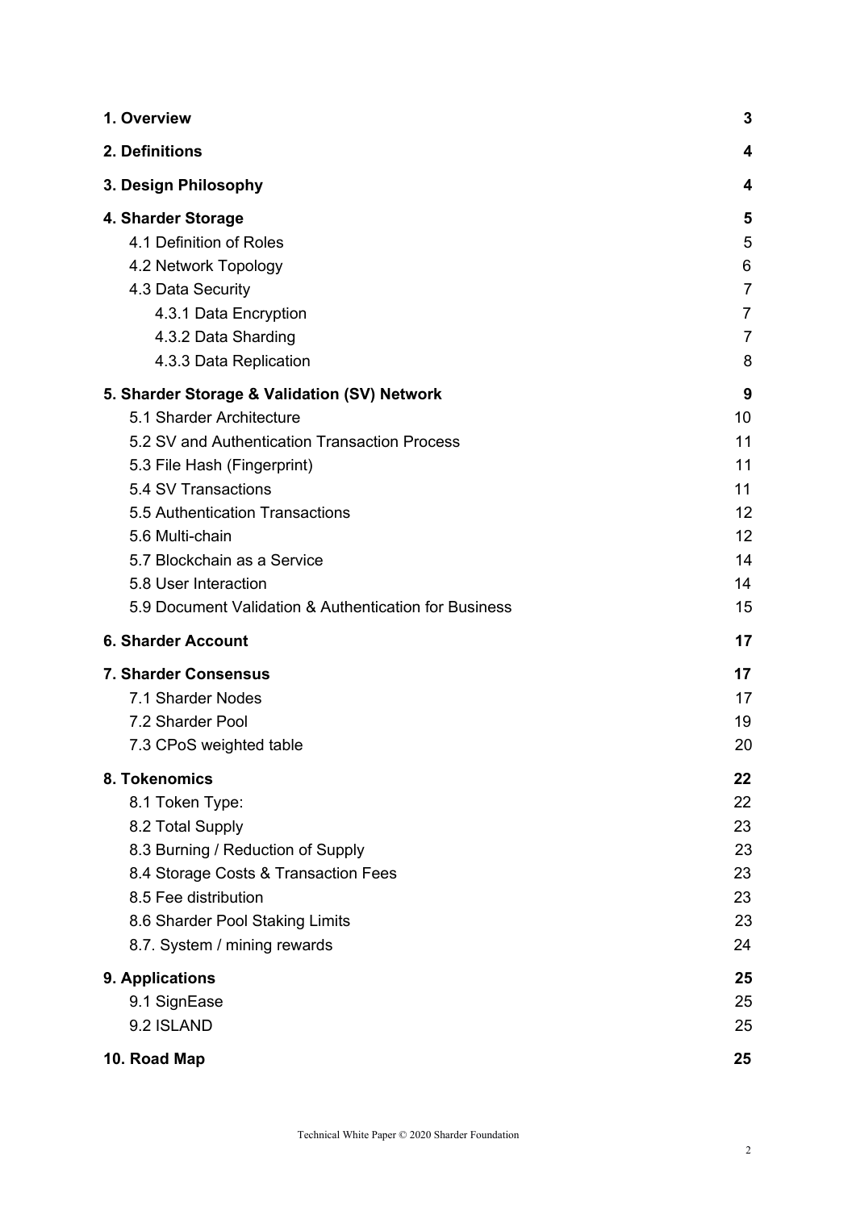| | |
|---|---|
| **1. Overview** | **3** |
| **2. Definitions** | **4** |
| **3. Design Philosophy** | **4** |
| **4. Sharder Storage** | **5** |
| 4.1 Definition of Roles | 5 |
| 4.2 Network Topology | 6 |
| 4.3 Data Security | 7 |
| 4.3.1 Data Encryption | 7 |
| 4.3.2 Data Sharding | 7 |
| 4.3.3 Data Replication | 8 |
| **5. Sharder Storage & Validation (SV) Network** | **9** |
| 5.1 Sharder Architecture | 10 |
| 5.2 SV and Authentication Transaction Process | 11 |
| 5.3 File Hash (Fingerprint) | 11 |
| 5.4 SV Transactions | 11 |
| 5.5 Authentication Transactions | 12 |
| 5.6 Multi-chain | 12 |
| 5.7 Blockchain as a Service | 14 |
| 5.8 User Interaction | 14 |
| 5.9 Document Validation & Authentication for Business | 15 |
| **6. Sharder Account** | **17** |
| **7. Sharder Consensus** | **17** |
| 7.1 Sharder Nodes | 17 |
| 7.2 Sharder Pool | 19 |
| 7.3 CPoS weighted table | 20 |
| **8. Tokenomics** | **22** |
| 8.1 Token Type: | 22 |
| 8.2 Total Supply | 23 |
| 8.3 Burning / Reduction of Supply | 23 |
| 8.4 Storage Costs & Transaction Fees | 23 |
| 8.5 Fee distribution | 23 |
| 8.6 Sharder Pool Staking Limits | 23 |
| 8.7. System / mining rewards | 24 |
| **9. Applications** | **25** |
| 9.1 SignEase | 25 |
| 9.2 ISLAND | 25 |
| **10. Road Map** | **25** |

Technical White Paper © 2020 Sharder Foundation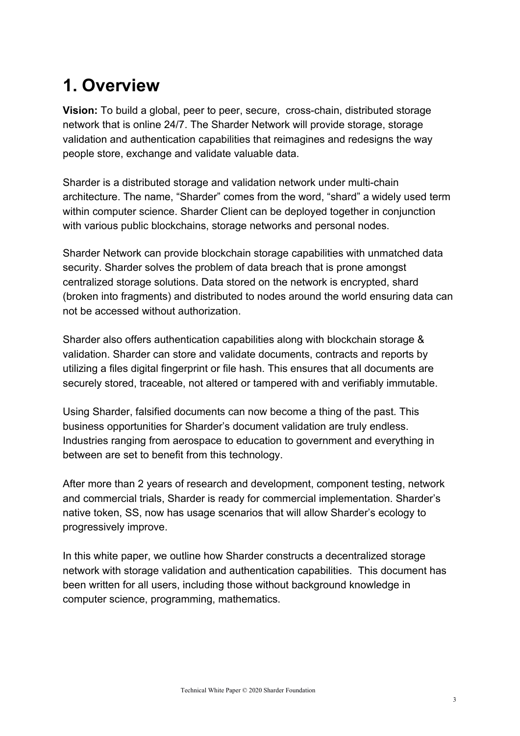# 1. Overview

**Vision:** To build a global, peer to peer, secure, cross-chain, distributed storage network that is online 24/7. The Sharder Network will provide storage, storage validation and authentication capabilities that reimagines and redesigns the way people store, exchange and validate valuable data.

Sharder is a distributed storage and validation network under multi-chain architecture. The name, “Sharder” comes from the word, “shard” a widely used term within computer science. Sharder Client can be deployed together in conjunction with various public blockchains, storage networks and personal nodes.

Sharder Network can provide blockchain storage capabilities with unmatched data security. Sharder solves the problem of data breach that is prone amongst centralized storage solutions. Data stored on the network is encrypted, shard (broken into fragments) and distributed to nodes around the world ensuring data can not be accessed without authorization.

Sharder also offers authentication capabilities along with blockchain storage & validation. Sharder can store and validate documents, contracts and reports by utilizing a files digital fingerprint or file hash. This ensures that all documents are securely stored, traceable, not altered or tampered with and verifiably immutable.

Using Sharder, falsified documents can now become a thing of the past. This business opportunities for Sharder’s document validation are truly endless. Industries ranging from aerospace to education to government and everything in between are set to benefit from this technology.

After more than 2 years of research and development, component testing, network and commercial trials, Sharder is ready for commercial implementation. Sharder’s native token, SS, now has usage scenarios that will allow Sharder’s ecology to progressively improve.

In this white paper, we outline how Sharder constructs a decentralized storage network with storage validation and authentication capabilities. This document has been written for all users, including those without background knowledge in computer science, programming, mathematics.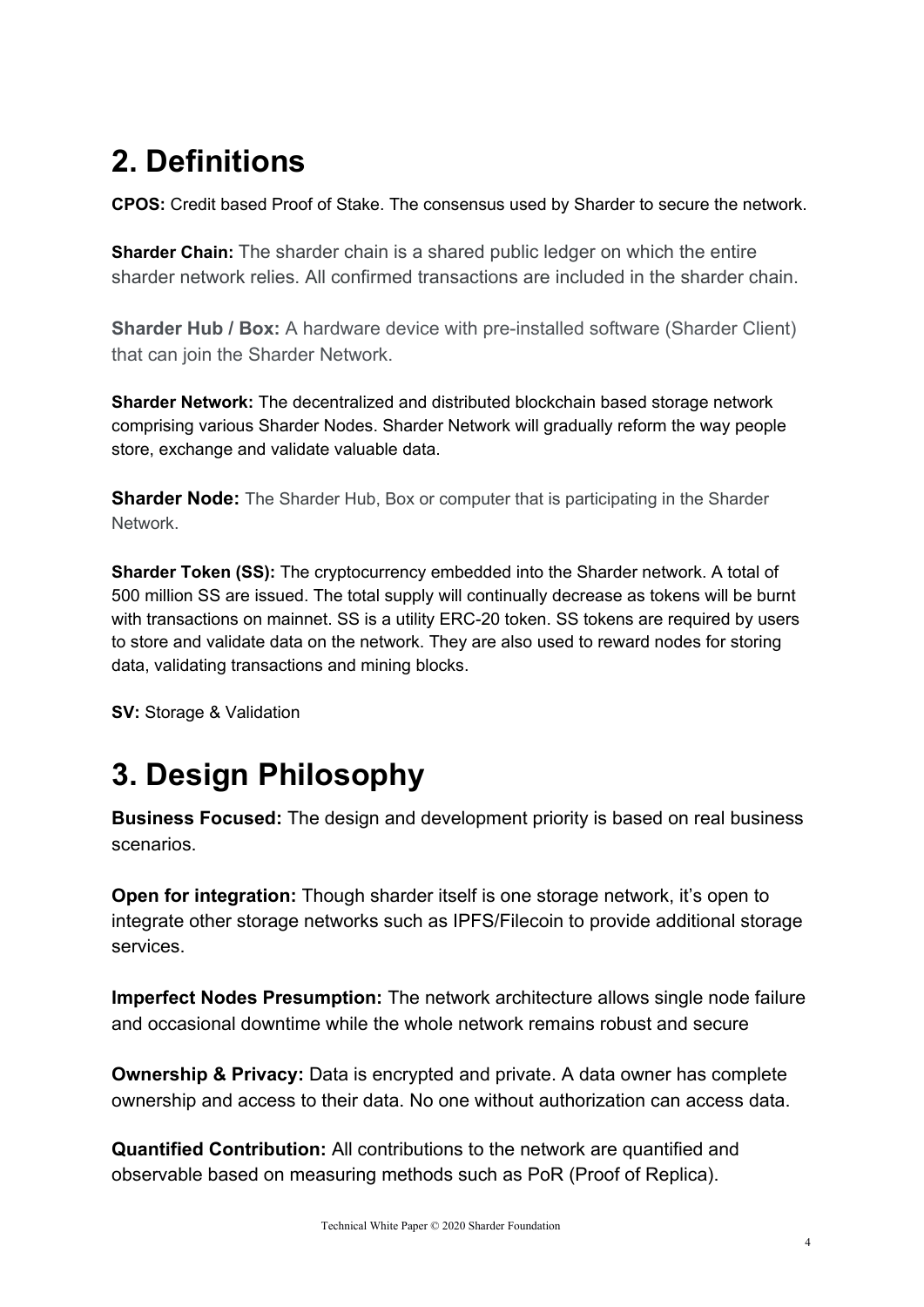# 2. Definitions

**CPOS:** Credit based Proof of Stake. The consensus used by Sharder to secure the network.

**Sharder Chain:** The sharder chain is a shared public ledger on which the entire sharder network relies. All confirmed transactions are included in the sharder chain.

**Sharder Hub / Box:** A hardware device with pre-installed software (Sharder Client) that can join the Sharder Network.

**Sharder Network:** The decentralized and distributed blockchain based storage network comprising various Sharder Nodes. Sharder Network will gradually reform the way people store, exchange and validate valuable data.

**Sharder Node:** The Sharder Hub, Box or computer that is participating in the Sharder Network.

**Sharder Token (SS):** The cryptocurrency embedded into the Sharder network. A total of 500 million SS are issued. The total supply will continually decrease as tokens will be burnt with transactions on mainnet. SS is a utility ERC-20 token. SS tokens are required by users to store and validate data on the network. They are also used to reward nodes for storing data, validating transactions and mining blocks.

**SV:** Storage & Validation

# 3. Design Philosophy

**Business Focused:** The design and development priority is based on real business scenarios.

**Open for integration:** Though sharder itself is one storage network, it's open to integrate other storage networks such as IPFS/Filecoin to provide additional storage services.

**Imperfect Nodes Presumption:** The network architecture allows single node failure and occasional downtime while the whole network remains robust and secure

**Ownership & Privacy:** Data is encrypted and private. A data owner has complete ownership and access to their data. No one without authorization can access data.

**Quantified Contribution:** All contributions to the network are quantified and observable based on measuring methods such as PoR (Proof of Replica).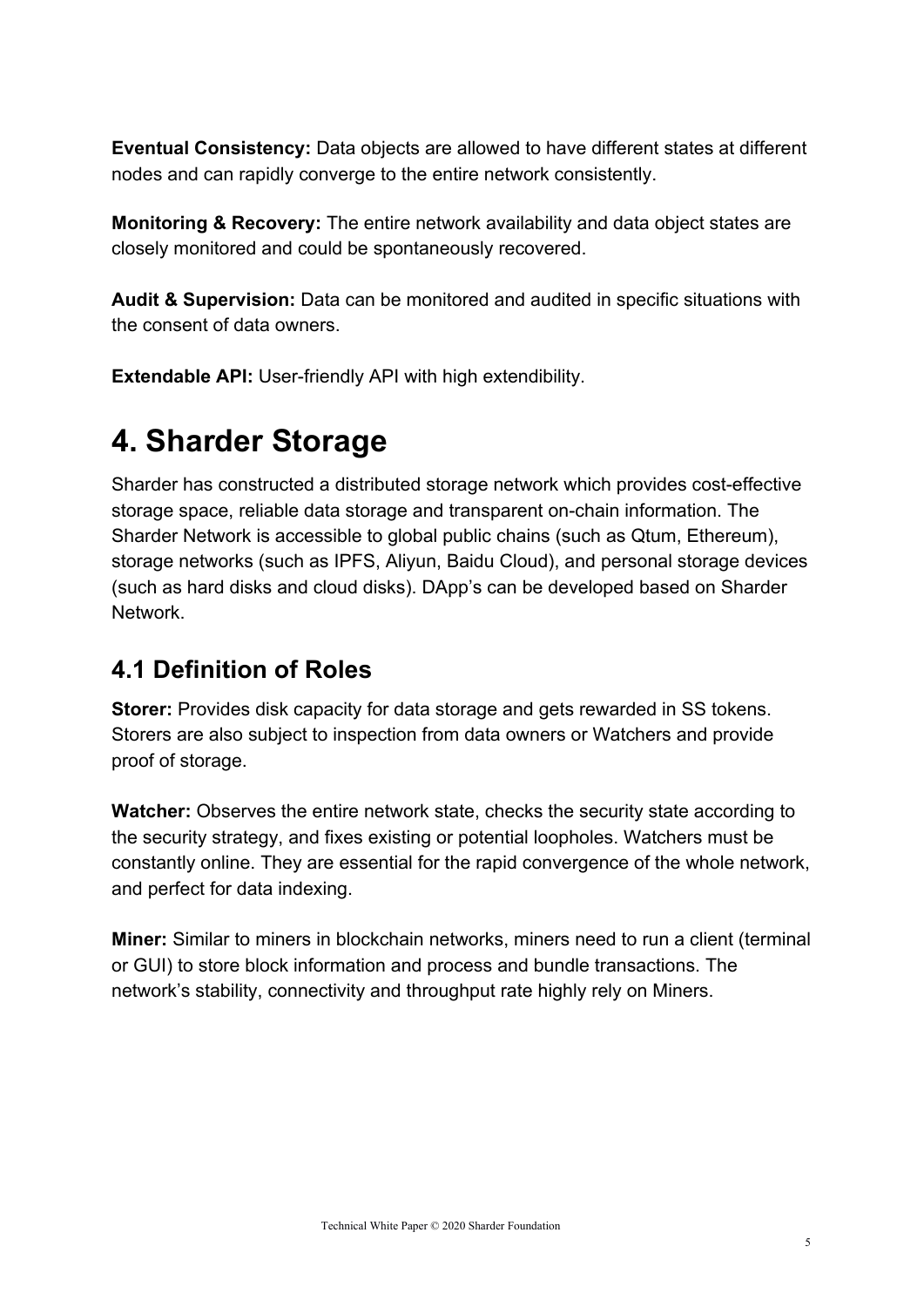**Eventual Consistency:** Data objects are allowed to have different states at different nodes and can rapidly converge to the entire network consistently.

**Monitoring & Recovery:** The entire network availability and data object states are closely monitored and could be spontaneously recovered.

**Audit & Supervision:** Data can be monitored and audited in specific situations with the consent of data owners.

**Extendable API:** User-friendly API with high extendibility.

# 4. Sharder Storage

Sharder has constructed a distributed storage network which provides cost-effective storage space, reliable data storage and transparent on-chain information. The Sharder Network is accessible to global public chains (such as Qtum, Ethereum), storage networks (such as IPFS, Aliyun, Baidu Cloud), and personal storage devices (such as hard disks and cloud disks). DApp's can be developed based on Sharder Network.

## 4.1 Definition of Roles

**Storer:** Provides disk capacity for data storage and gets rewarded in SS tokens. Storers are also subject to inspection from data owners or Watchers and provide proof of storage.

**Watcher:** Observes the entire network state, checks the security state according to the security strategy, and fixes existing or potential loopholes. Watchers must be constantly online. They are essential for the rapid convergence of the whole network, and perfect for data indexing.

**Miner:** Similar to miners in blockchain networks, miners need to run a client (terminal or GUI) to store block information and process and bundle transactions. The network's stability, connectivity and throughput rate highly rely on Miners.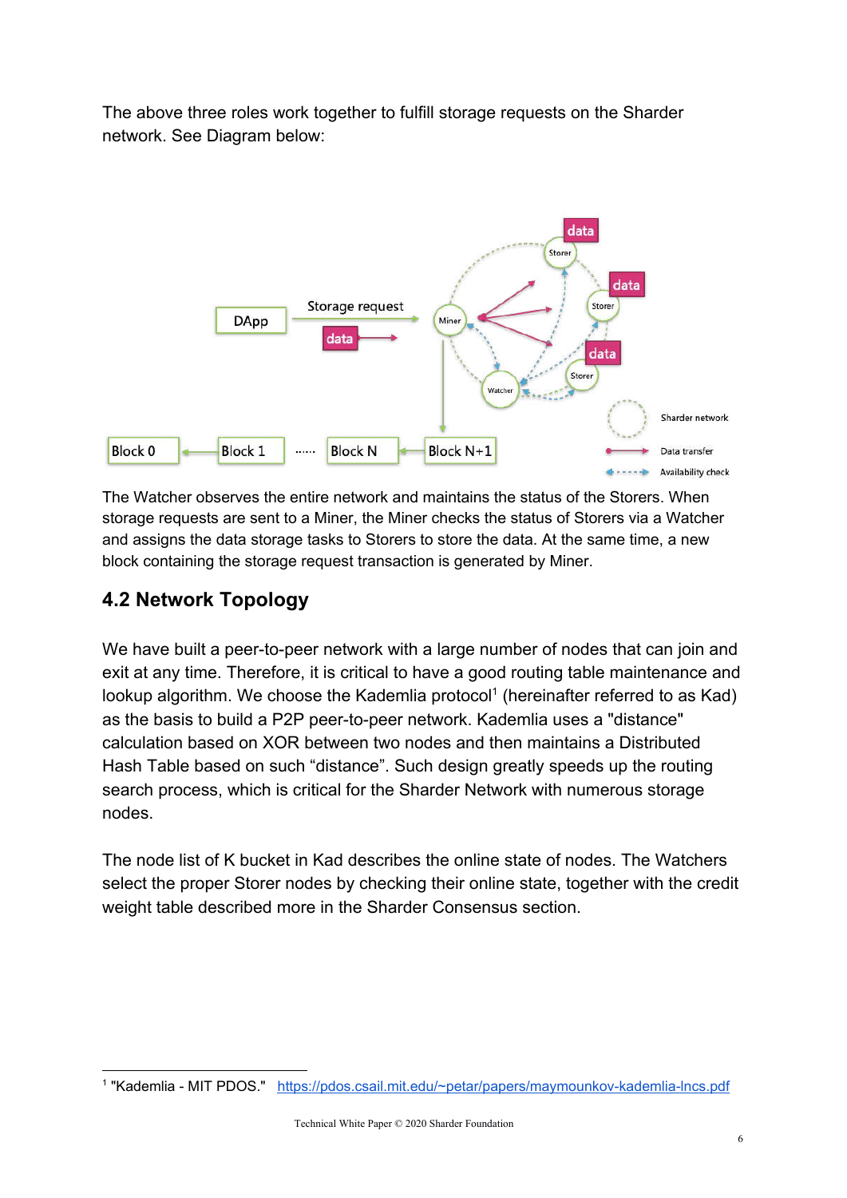The above three roles work together to fulfill storage requests on the Sharder network. See Diagram below:

DApp
Storage request
data
Miner
Storer
data
Storer
data
Storer
data
Watcher
Block 0
Block 1
......
Block N
Block N+1
Sharder network
Data transfer
Availability check

The Watcher observes the entire network and maintains the status of the Storers. When storage requests are sent to a Miner, the Miner checks the status of Storers via a Watcher and assigns the data storage tasks to Storers to store the data. At the same time, a new block containing the storage request transaction is generated by Miner.

## 4.2 Network Topology

We have built a peer-to-peer network with a large number of nodes that can join and exit at any time. Therefore, it is critical to have a good routing table maintenance and lookup algorithm. We choose the Kademlia protocol[1] (hereinafter referred to as Kad) as the basis to build a P2P peer-to-peer network. Kademlia uses a "distance" calculation based on XOR between two nodes and then maintains a Distributed Hash Table based on such "distance". Such design greatly speeds up the routing search process, which is critical for the Sharder Network with numerous storage nodes.

The node list of K bucket in Kad describes the online state of nodes. The Watchers select the proper Storer nodes by checking their online state, together with the credit weight table described more in the Sharder Consensus section.

---

[1] "Kademlia - MIT PDOS." https://pdos.csail.mit.edu/~petar/papers/maymounkov-kademlia-lncs.pdf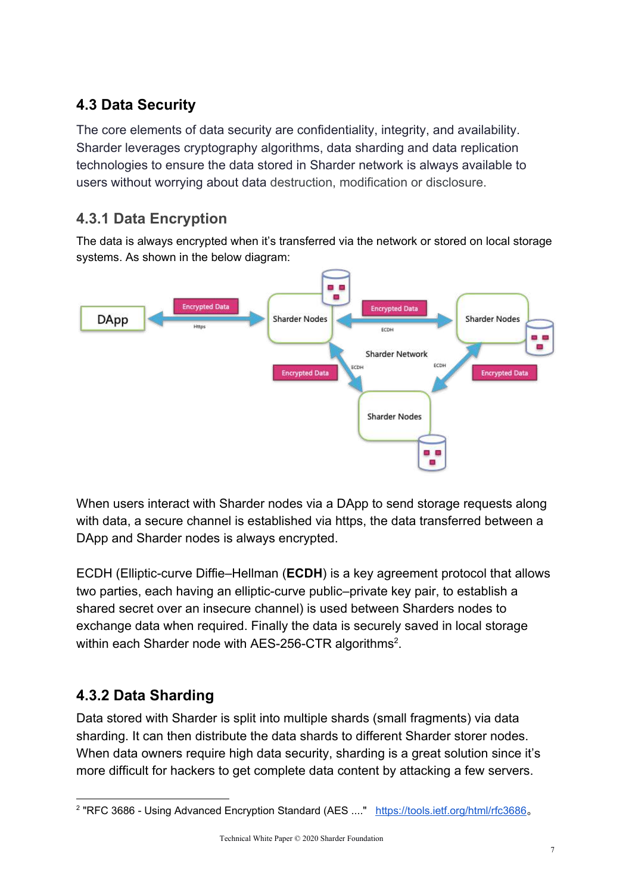## 4.3 Data Security

The core elements of data security are confidentiality, integrity, and availability. Sharder leverages cryptography algorithms, data sharding and data replication technologies to ensure the data stored in Sharder network is always available to users without worrying about data destruction, modification or disclosure.

### 4.3.1 Data Encryption

The data is always encrypted when it's transferred via the network or stored on local storage systems. As shown in the below diagram:

DApp
Encrypted Data
Https
Sharder Nodes
Encrypted Data
ECDH
Sharder Nodes
Sharder Network
Encrypted Data
ECDH
ECDH
Encrypted Data
Sharder Nodes

When users interact with Sharder nodes via a DApp to send storage requests along with data, a secure channel is established via https, the data transferred between a DApp and Sharder nodes is always encrypted.

ECDH (Elliptic-curve Diffie–Hellman (**ECDH**) is a key agreement protocol that allows two parties, each having an elliptic-curve public–private key pair, to establish a shared secret over an insecure channel) is used between Sharders nodes to exchange data when required. Finally the data is securely saved in local storage within each Sharder node with AES-256-CTR algorithms[2].

### 4.3.2 Data Sharding

Data stored with Sharder is split into multiple shards (small fragments) via data sharding. It can then distribute the data shards to different Sharder storer nodes. When data owners require high data security, sharding is a great solution since it's more difficult for hackers to get complete data content by attacking a few servers.

[2] "RFC 3686 - Using Advanced Encryption Standard (AES ...." https://tools.ietf.org/html/rfc3686。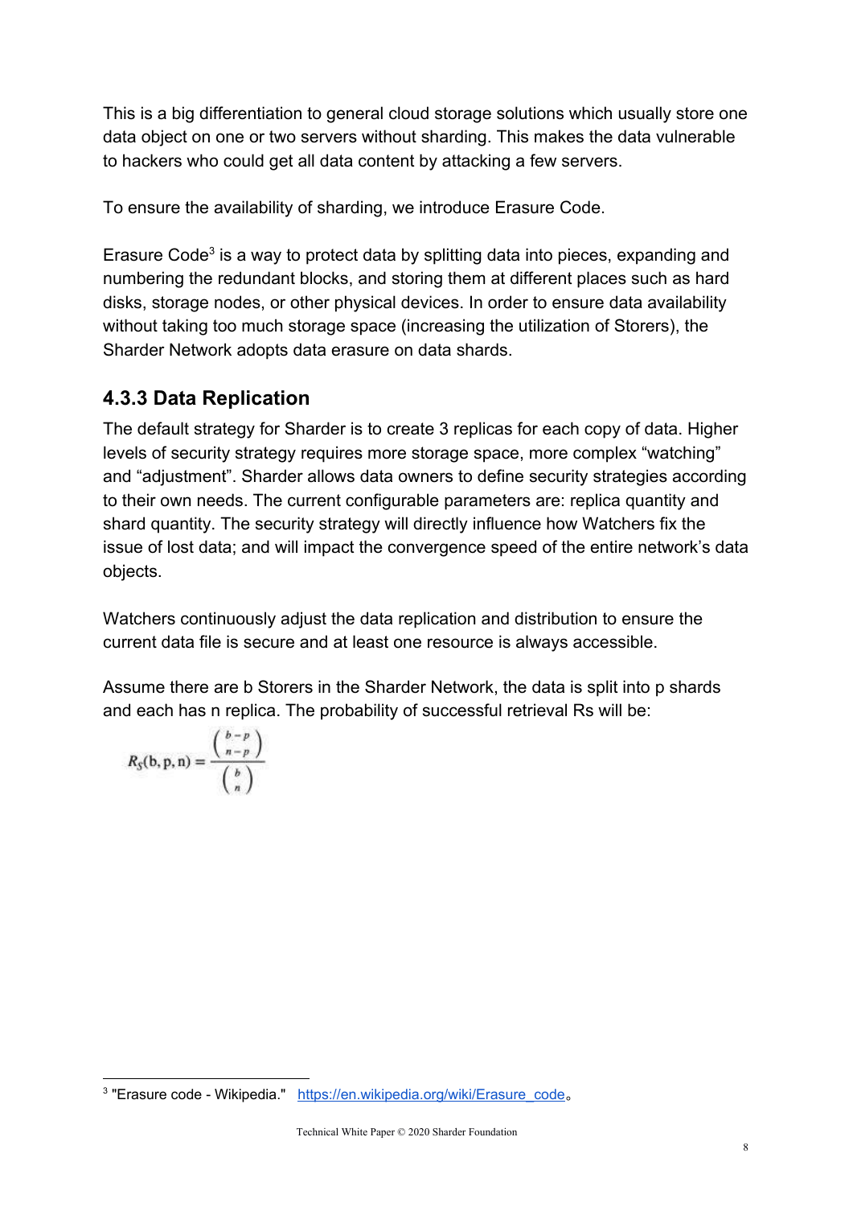This is a big differentiation to general cloud storage solutions which usually store one data object on one or two servers without sharding. This makes the data vulnerable to hackers who could get all data content by attacking a few servers.

To ensure the availability of sharding, we introduce Erasure Code.

Erasure Code[3] is a way to protect data by splitting data into pieces, expanding and numbering the redundant blocks, and storing them at different places such as hard disks, storage nodes, or other physical devices. In order to ensure data availability without taking too much storage space (increasing the utilization of Storers), the Sharder Network adopts data erasure on data shards.

### 4.3.3 Data Replication

The default strategy for Sharder is to create 3 replicas for each copy of data. Higher levels of security strategy requires more storage space, more complex “watching” and “adjustment”. Sharder allows data owners to define security strategies according to their own needs. The current configurable parameters are: replica quantity and shard quantity. The security strategy will directly influence how Watchers fix the issue of lost data; and will impact the convergence speed of the entire network’s data objects.

Watchers continuously adjust the data replication and distribution to ensure the current data file is secure and at least one resource is always accessible.

Assume there are b Storers in the Sharder Network, the data is split into p shards and each has n replica. The probability of successful retrieval Rs will be:

$$R_S(\mathrm{b}, \mathrm{p}, \mathrm{n}) = \frac{\binom{b-p}{n-p}}{\binom{b}{n}}$$

[3] "Erasure code - Wikipedia." https://en.wikipedia.org/wiki/Erasure_code。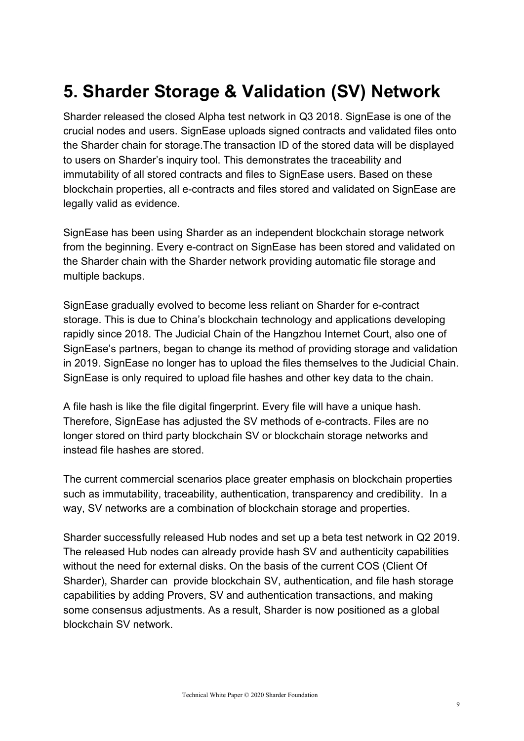# 5. Sharder Storage & Validation (SV) Network

Sharder released the closed Alpha test network in Q3 2018. SignEase is one of the crucial nodes and users. SignEase uploads signed contracts and validated files onto the Sharder chain for storage.The transaction ID of the stored data will be displayed to users on Sharder's inquiry tool. This demonstrates the traceability and immutability of all stored contracts and files to SignEase users. Based on these blockchain properties, all e-contracts and files stored and validated on SignEase are legally valid as evidence.

SignEase has been using Sharder as an independent blockchain storage network from the beginning. Every e-contract on SignEase has been stored and validated on the Sharder chain with the Sharder network providing automatic file storage and multiple backups.

SignEase gradually evolved to become less reliant on Sharder for e-contract storage. This is due to China's blockchain technology and applications developing rapidly since 2018. The Judicial Chain of the Hangzhou Internet Court, also one of SignEase's partners, began to change its method of providing storage and validation in 2019. SignEase no longer has to upload the files themselves to the Judicial Chain. SignEase is only required to upload file hashes and other key data to the chain.

A file hash is like the file digital fingerprint. Every file will have a unique hash. Therefore, SignEase has adjusted the SV methods of e-contracts. Files are no longer stored on third party blockchain SV or blockchain storage networks and instead file hashes are stored.

The current commercial scenarios place greater emphasis on blockchain properties such as immutability, traceability, authentication, transparency and credibility. In a way, SV networks are a combination of blockchain storage and properties.

Sharder successfully released Hub nodes and set up a beta test network in Q2 2019. The released Hub nodes can already provide hash SV and authenticity capabilities without the need for external disks. On the basis of the current COS (Client Of Sharder), Sharder can provide blockchain SV, authentication, and file hash storage capabilities by adding Provers, SV and authentication transactions, and making some consensus adjustments. As a result, Sharder is now positioned as a global blockchain SV network.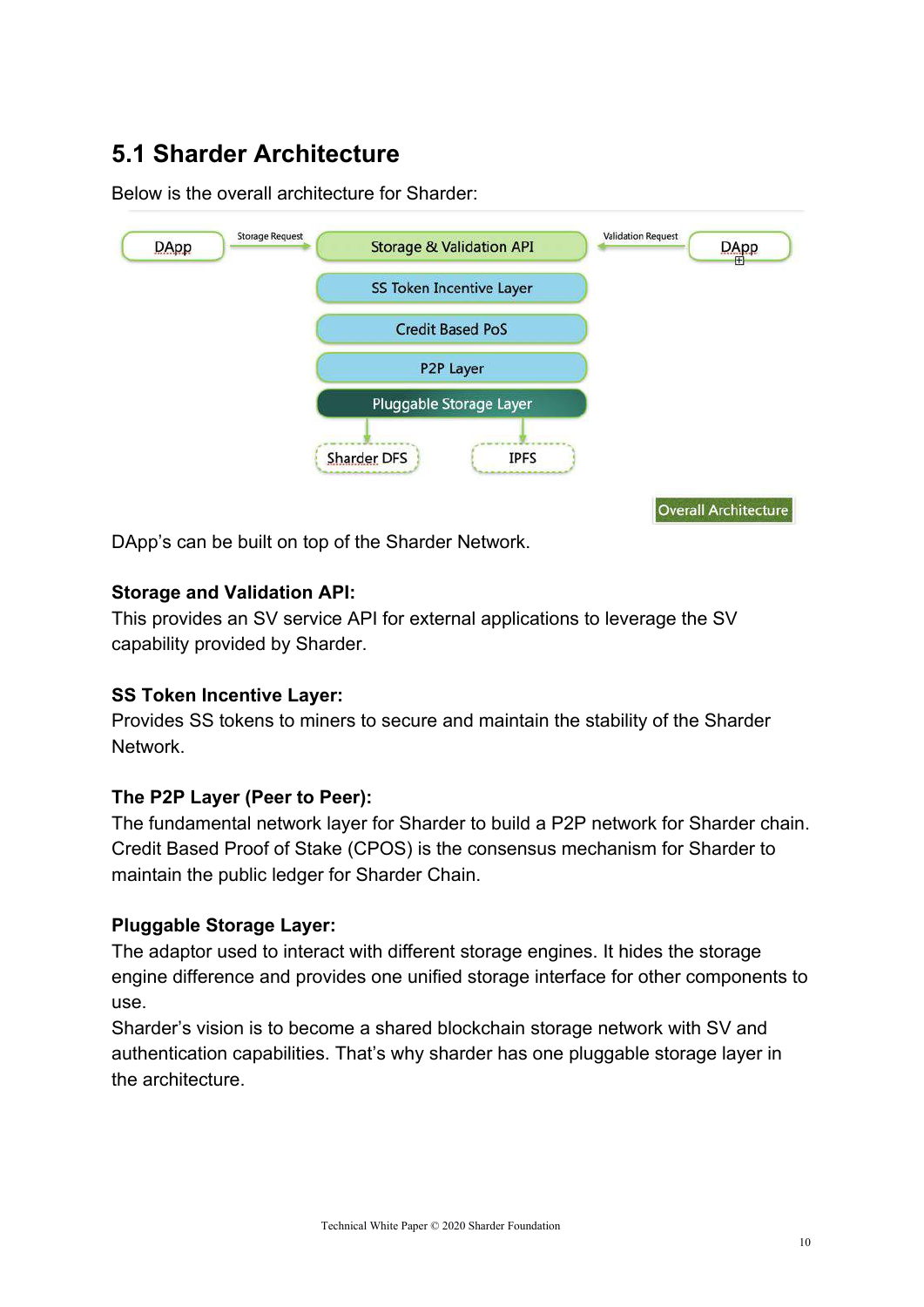## 5.1 Sharder Architecture

Below is the overall architecture for Sharder:

DApp
Storage Request
Storage & Validation API
Validation Request
DApp
SS Token Incentive Layer
Credit Based PoS
P2P Layer
Pluggable Storage Layer
Sharder DFS
IPFS
Overall Architecture

DApp's can be built on top of the Sharder Network.

**Storage and Validation API:**
This provides an SV service API for external applications to leverage the SV capability provided by Sharder.

**SS Token Incentive Layer:**
Provides SS tokens to miners to secure and maintain the stability of the Sharder Network.

**The P2P Layer (Peer to Peer):**
The fundamental network layer for Sharder to build a P2P network for Sharder chain. Credit Based Proof of Stake (CPOS) is the consensus mechanism for Sharder to maintain the public ledger for Sharder Chain.

**Pluggable Storage Layer:**
The adaptor used to interact with different storage engines. It hides the storage engine difference and provides one unified storage interface for other components to use.
Sharder's vision is to become a shared blockchain storage network with SV and authentication capabilities. That's why sharder has one pluggable storage layer in the architecture.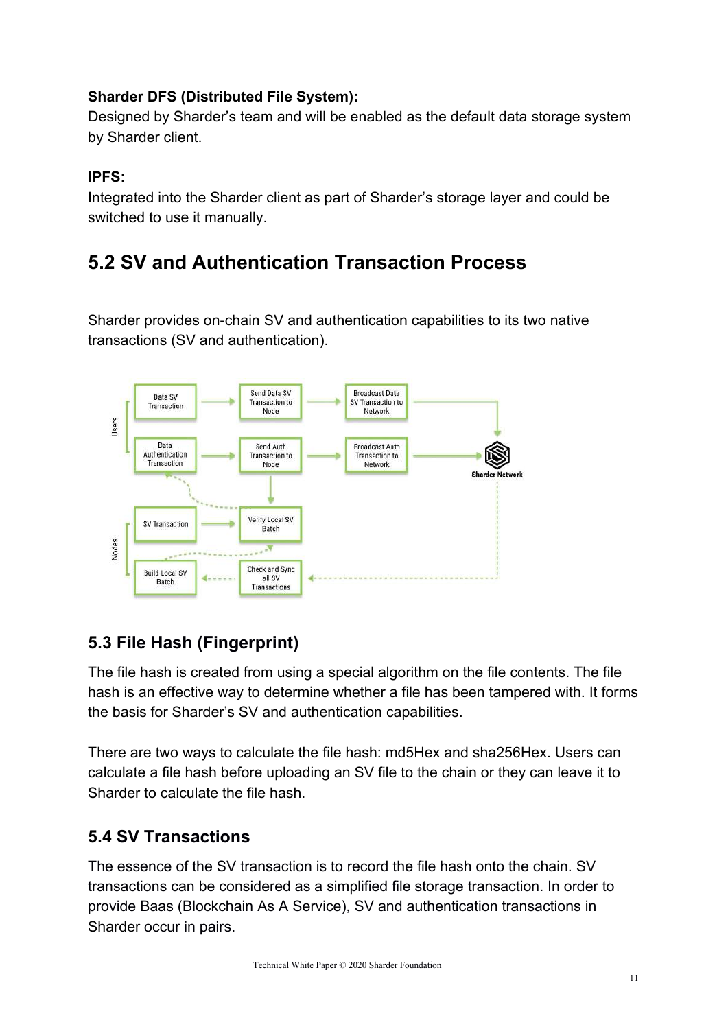**Sharder DFS (Distributed File System):**
Designed by Sharder's team and will be enabled as the default data storage system by Sharder client.

**IPFS:**
Integrated into the Sharder client as part of Sharder's storage layer and could be switched to use it manually.

## 5.2 SV and Authentication Transaction Process

Sharder provides on-chain SV and authentication capabilities to its two native transactions (SV and authentication).

Users

Data SV Transaction

Send Data SV Transaction to Node

Broadcast Data SV Transaction to Network

Data Authentication Transaction

Send Auth Transaction to Node

Broadcast Auth Transaction to Network

Sharder Network

Nodes

SV Transaction

Verify Local SV Batch

Build Local SV Batch

Check and Sync all SV Transactions

### 5.3 File Hash (Fingerprint)

The file hash is created from using a special algorithm on the file contents. The file hash is an effective way to determine whether a file has been tampered with. It forms the basis for Sharder's SV and authentication capabilities.

There are two ways to calculate the file hash: md5Hex and sha256Hex. Users can calculate a file hash before uploading an SV file to the chain or they can leave it to Sharder to calculate the file hash.

### 5.4 SV Transactions

The essence of the SV transaction is to record the file hash onto the chain. SV transactions can be considered as a simplified file storage transaction. In order to provide Baas (Blockchain As A Service), SV and authentication transactions in Sharder occur in pairs.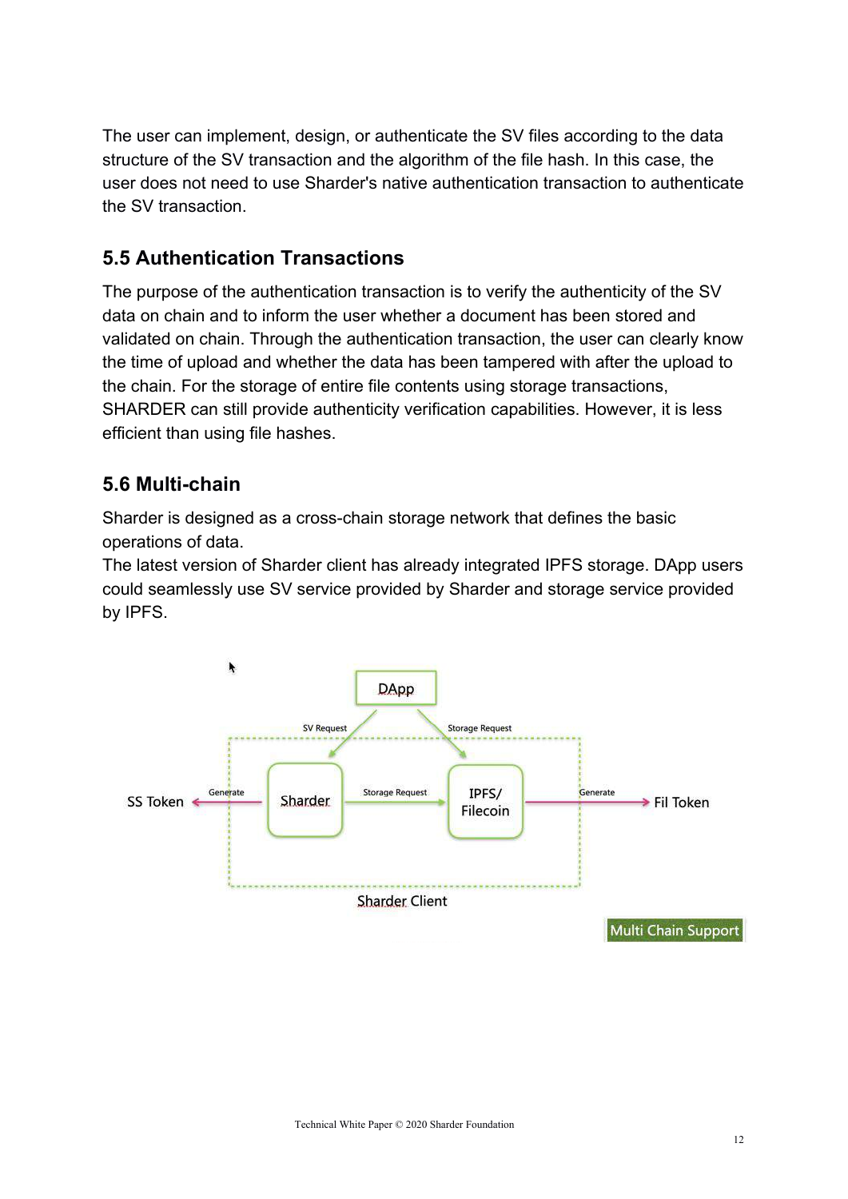The user can implement, design, or authenticate the SV files according to the data structure of the SV transaction and the algorithm of the file hash. In this case, the user does not need to use Sharder's native authentication transaction to authenticate the SV transaction.

## 5.5 Authentication Transactions

The purpose of the authentication transaction is to verify the authenticity of the SV data on chain and to inform the user whether a document has been stored and validated on chain. Through the authentication transaction, the user can clearly know the time of upload and whether the data has been tampered with after the upload to the chain. For the storage of entire file contents using storage transactions, SHARDER can still provide authenticity verification capabilities. However, it is less efficient than using file hashes.

## 5.6 Multi-chain

Sharder is designed as a cross-chain storage network that defines the basic operations of data.
The latest version of Sharder client has already integrated IPFS storage. DApp users could seamlessly use SV service provided by Sharder and storage service provided by IPFS.

DApp
SV Request
Storage Request
SS Token
Generate
Sharder
Storage Request
IPFS/ Filecoin
Generate
Fil Token
Sharder Client
Multi Chain Support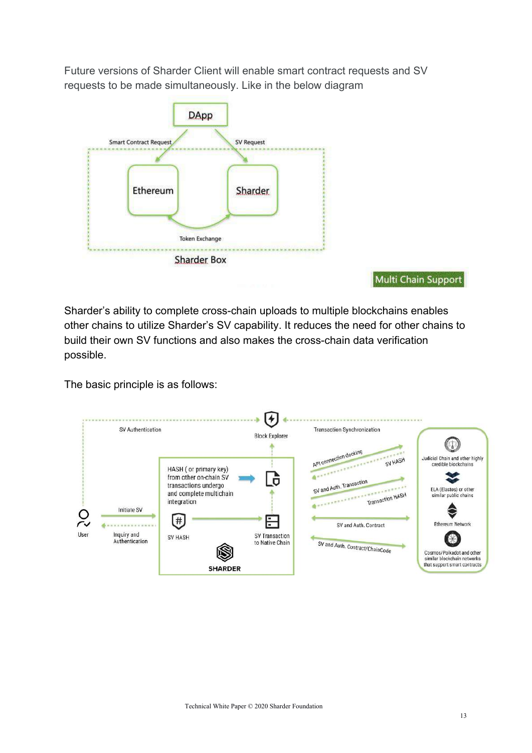Future versions of Sharder Client will enable smart contract requests and SV requests to be made simultaneously. Like in the below diagram

## Multi Chain Support

Sharder's ability to complete cross-chain uploads to multiple blockchains enables other chains to utilize Sharder's SV capability. It reduces the need for other chains to build their own SV functions and also makes the cross-chain data verification possible.

The basic principle is as follows: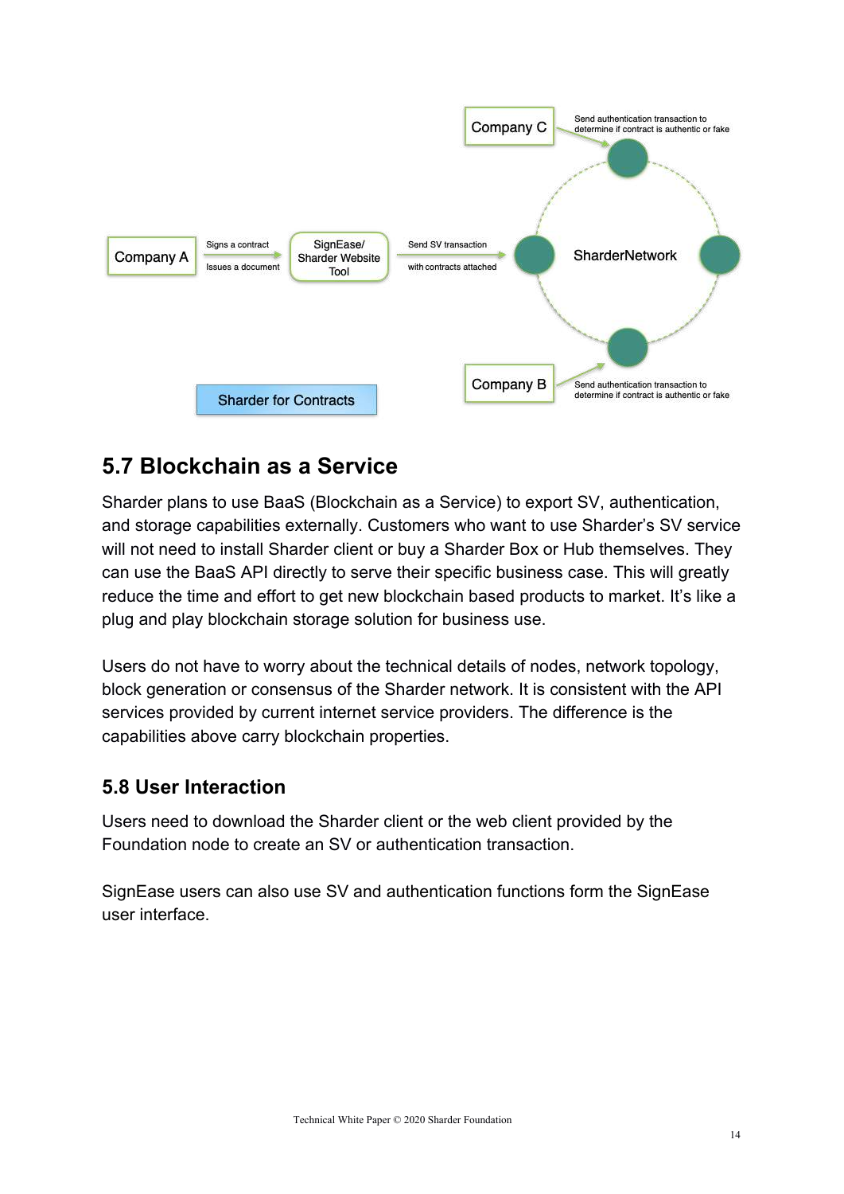Company C

Send authentication transaction to determine if contract is authentic or fake

Company A

Signs a contract

Issues a document

SignEase/ Sharder Website Tool

Send SV transaction

with contracts attached

SharderNetwork

Company B

Send authentication transaction to determine if contract is authentic or fake

Sharder for Contracts

## 5.7 Blockchain as a Service

Sharder plans to use BaaS (Blockchain as a Service) to export SV, authentication, and storage capabilities externally. Customers who want to use Sharder's SV service will not need to install Sharder client or buy a Sharder Box or Hub themselves. They can use the BaaS API directly to serve their specific business case. This will greatly reduce the time and effort to get new blockchain based products to market. It's like a plug and play blockchain storage solution for business use.

Users do not have to worry about the technical details of nodes, network topology, block generation or consensus of the Sharder network. It is consistent with the API services provided by current internet service providers. The difference is the capabilities above carry blockchain properties.

### 5.8 User Interaction

Users need to download the Sharder client or the web client provided by the Foundation node to create an SV or authentication transaction.

SignEase users can also use SV and authentication functions form the SignEase user interface.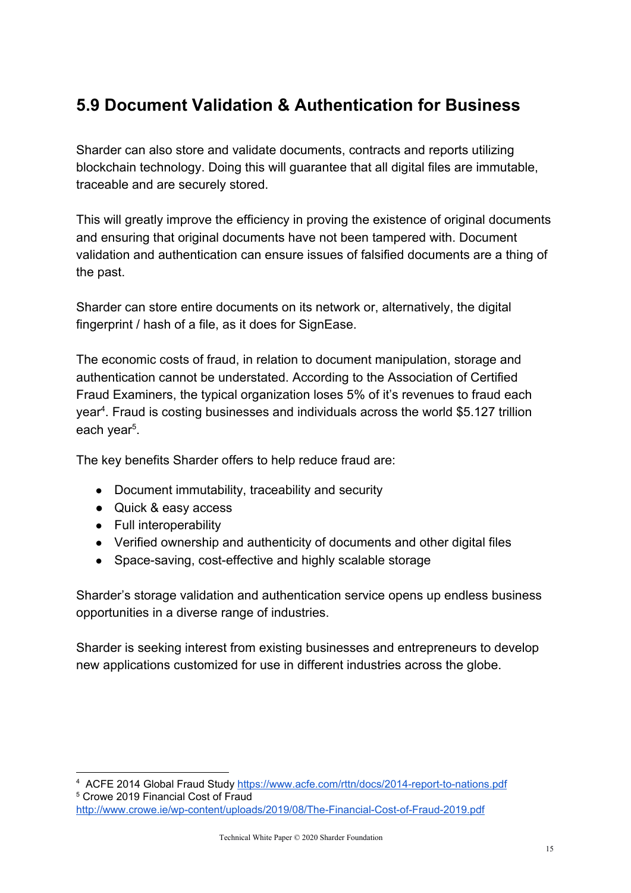## 5.9 Document Validation & Authentication for Business

Sharder can also store and validate documents, contracts and reports utilizing blockchain technology. Doing this will guarantee that all digital files are immutable, traceable and are securely stored.

This will greatly improve the efficiency in proving the existence of original documents and ensuring that original documents have not been tampered with. Document validation and authentication can ensure issues of falsified documents are a thing of the past.

Sharder can store entire documents on its network or, alternatively, the digital fingerprint / hash of a file, as it does for SignEase.

The economic costs of fraud, in relation to document manipulation, storage and authentication cannot be understated. According to the Association of Certified Fraud Examiners, the typical organization loses 5% of it's revenues to fraud each year[4]. Fraud is costing businesses and individuals across the world $5.127 trillion each year[5].

The key benefits Sharder offers to help reduce fraud are:

- Document immutability, traceability and security
- Quick & easy access
- Full interoperability
- Verified ownership and authenticity of documents and other digital files
- Space-saving, cost-effective and highly scalable storage

Sharder's storage validation and authentication service opens up endless business opportunities in a diverse range of industries.

Sharder is seeking interest from existing businesses and entrepreneurs to develop new applications customized for use in different industries across the globe.

---

[4] ACFE 2014 Global Fraud Study https://www.acfe.com/rttn/docs/2014-report-to-nations.pdf

[5] Crowe 2019 Financial Cost of Fraud http://www.crowe.ie/wp-content/uploads/2019/08/The-Financial-Cost-of-Fraud-2019.pdf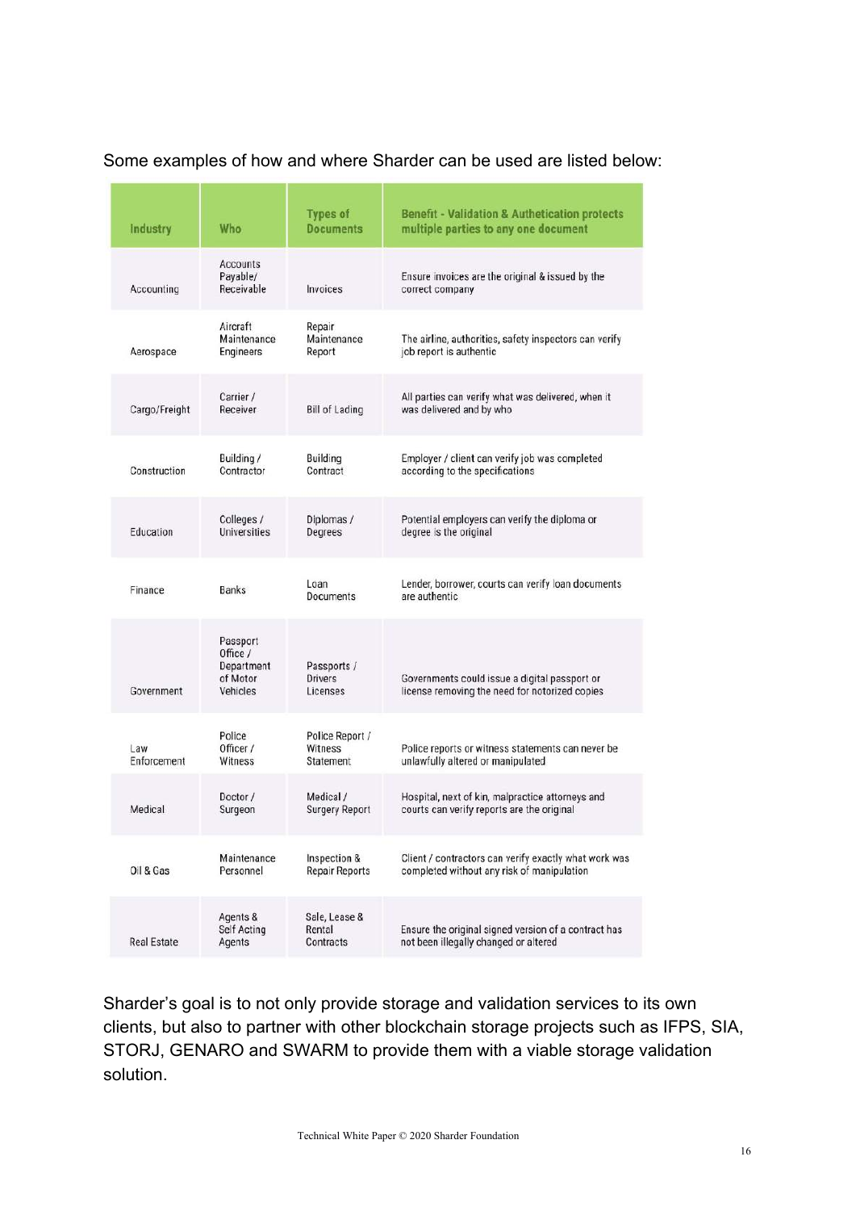Some examples of how and where Sharder can be used are listed below:

| Industry | Who | Types of Documents | Benefit - Validation & Authetication protects multiple parties to any one document |
|---|---|---|---|
| Accounting | Accounts Payable/ Receivable | Invoices | Ensure invoices are the original & issued by the correct company |
| Aerospace | Aircraft Maintenance Engineers | Repair Maintenance Report | The airline, authorities, safety inspectors can verify job report is authentic |
| Cargo/Freight | Carrier / Receiver | Bill of Lading | All parties can verify what was delivered, when it was delivered and by who |
| Construction | Building / Contractor | Building Contract | Employer / client can verify job was completed according to the specifications |
| Education | Colleges / Universities | Diplomas / Degrees | Potential employers can verify the diploma or degree is the original |
| Finance | Banks | Loan Documents | Lender, borrower, courts can verify loan documents are authentic |
| Government | Passport Office / Department of Motor Vehicles | Passports / Drivers Licenses | Governments could issue a digital passport or license removing the need for notorized copies |
| Law Enforcement | Police Officer / Witness | Police Report / Witness Statement | Police reports or witness statements can never be unlawfully altered or manipulated |
| Medical | Doctor / Surgeon | Medical / Surgery Report | Hospital, next of kin, malpractice attorneys and courts can verify reports are the original |
| Oil & Gas | Maintenance Personnel | Inspection & Repair Reports | Client / contractors can verify exactly what work was completed without any risk of manipulation |
| Real Estate | Agents & Self Acting Agents | Sale, Lease & Rental Contracts | Ensure the original signed version of a contract has not been illegally changed or altered |

Sharder's goal is to not only provide storage and validation services to its own clients, but also to partner with other blockchain storage projects such as IFPS, SIA, STORJ, GENARO and SWARM to provide them with a viable storage validation solution.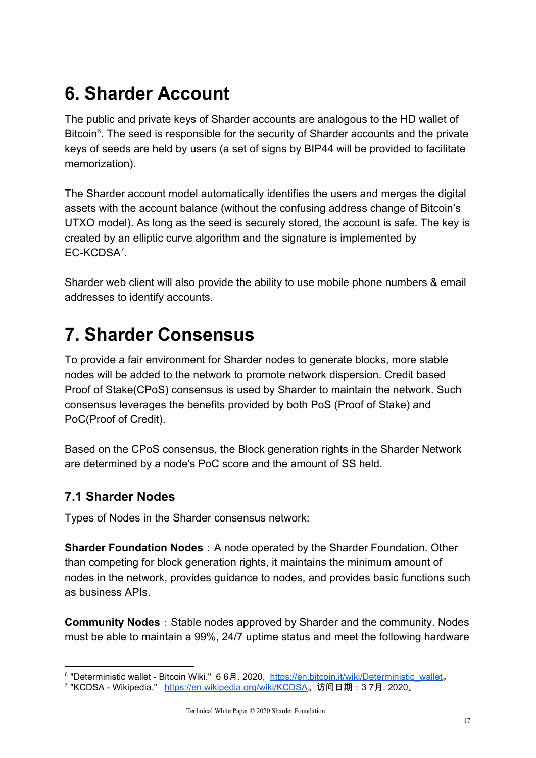# 6. Sharder Account

The public and private keys of Sharder accounts are analogous to the HD wallet of Bitcoin[6]. The seed is responsible for the security of Sharder accounts and the private keys of seeds are held by users (a set of signs by BIP44 will be provided to facilitate memorization).

The Sharder account model automatically identifies the users and merges the digital assets with the account balance (without the confusing address change of Bitcoin's UTXO model). As long as the seed is securely stored, the account is safe. The key is created by an elliptic curve algorithm and the signature is implemented by EC-KCDSA[7].

Sharder web client will also provide the ability to use mobile phone numbers & email addresses to identify accounts.

# 7. Sharder Consensus

To provide a fair environment for Sharder nodes to generate blocks, more stable nodes will be added to the network to promote network dispersion. Credit based Proof of Stake(CPoS) consensus is used by Sharder to maintain the network. Such consensus leverages the benefits provided by both PoS (Proof of Stake) and PoC(Proof of Credit).

Based on the CPoS consensus, the Block generation rights in the Sharder Network are determined by a node's PoC score and the amount of SS held.

## 7.1 Sharder Nodes

Types of Nodes in the Sharder consensus network:

**Sharder Foundation Nodes**：A node operated by the Sharder Foundation. Other than competing for block generation rights, it maintains the minimum amount of nodes in the network, provides guidance to nodes, and provides basic functions such as business APIs.

**Community Nodes**：Stable nodes approved by Sharder and the community. Nodes must be able to maintain a 99%, 24/7 uptime status and meet the following hardware

---

[6] "Deterministic wallet - Bitcoin Wiki." 6 6月. 2020, https://en.bitcoin.it/wiki/Deterministic_wallet。

[7] "KCDSA - Wikipedia." https://en.wikipedia.org/wiki/KCDSA。访问日期：3 7月. 2020。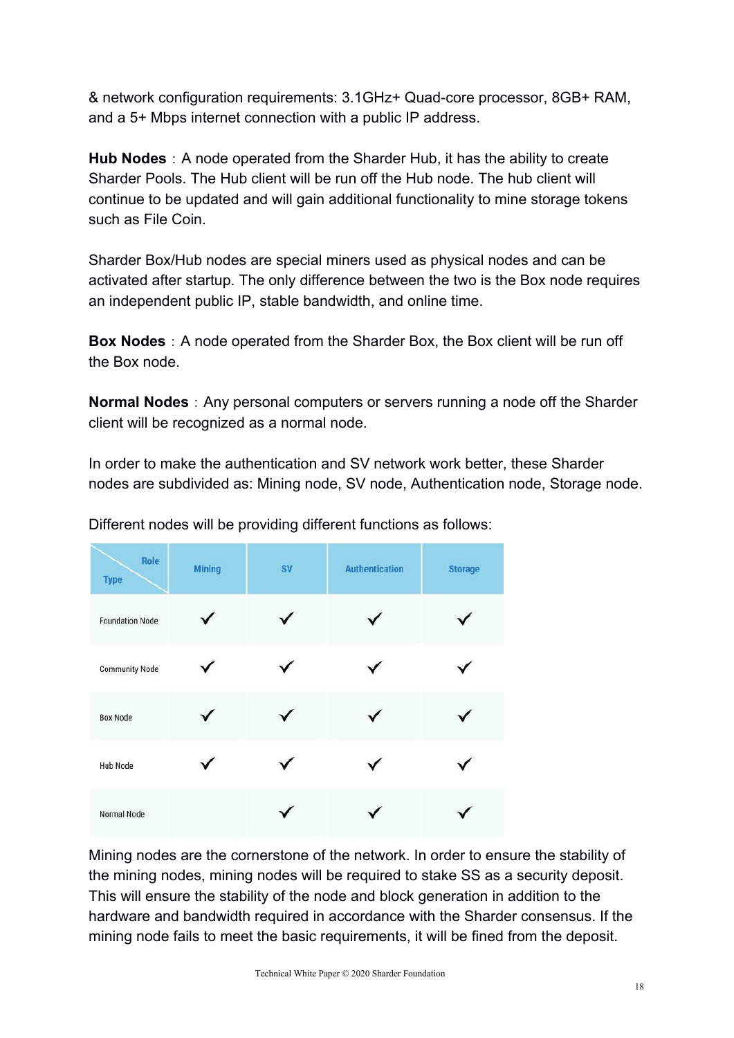& network configuration requirements: 3.1GHz+ Quad-core processor, 8GB+ RAM, and a 5+ Mbps internet connection with a public IP address.

**Hub Nodes**：A node operated from the Sharder Hub, it has the ability to create Sharder Pools. The Hub client will be run off the Hub node. The hub client will continue to be updated and will gain additional functionality to mine storage tokens such as File Coin.

Sharder Box/Hub nodes are special miners used as physical nodes and can be activated after startup. The only difference between the two is the Box node requires an independent public IP, stable bandwidth, and online time.

**Box Nodes**：A node operated from the Sharder Box, the Box client will be run off the Box node.

**Normal Nodes**：Any personal computers or servers running a node off the Sharder client will be recognized as a normal node.

In order to make the authentication and SV network work better, these Sharder nodes are subdivided as: Mining node, SV node, Authentication node, Storage node.

Different nodes will be providing different functions as follows:

| Type \ Role | Mining | SV | Authentication | Storage |
|---|---|---|---|---|
| Foundation Node | ✓ | ✓ | ✓ | ✓ |
| Community Node | ✓ | ✓ | ✓ | ✓ |
| Box Node | ✓ | ✓ | ✓ | ✓ |
| Hub Node | ✓ | ✓ | ✓ | ✓ |
| Normal Node | | ✓ | ✓ | ✓ |

Mining nodes are the cornerstone of the network. In order to ensure the stability of the mining nodes, mining nodes will be required to stake SS as a security deposit. This will ensure the stability of the node and block generation in addition to the hardware and bandwidth required in accordance with the Sharder consensus. If the mining node fails to meet the basic requirements, it will be fined from the deposit.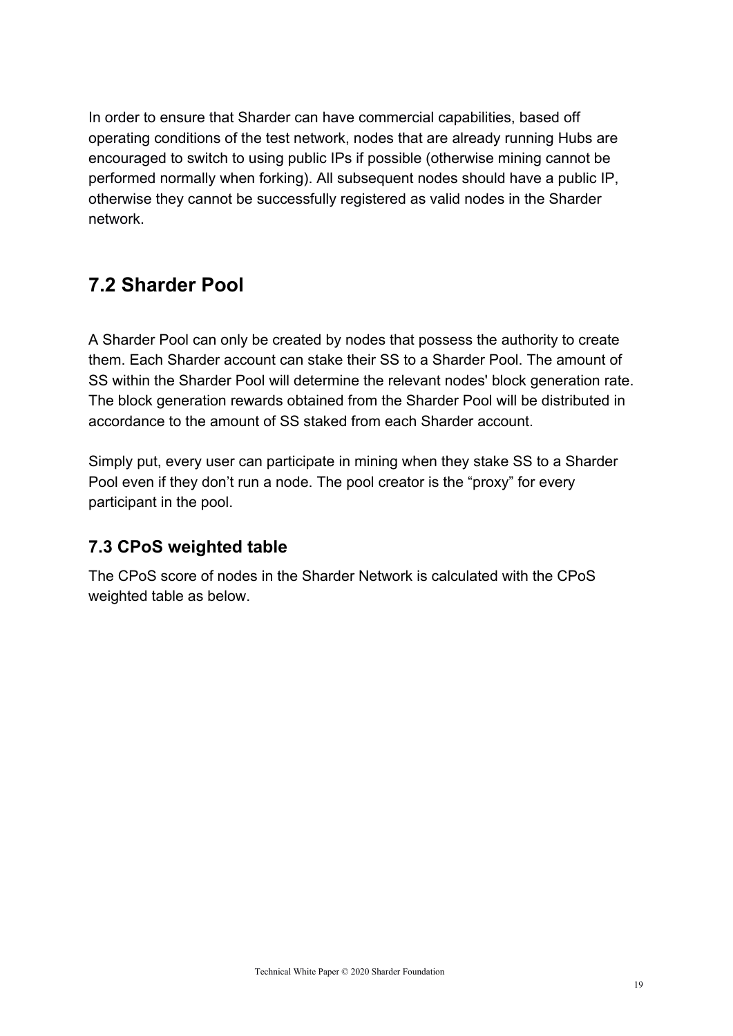In order to ensure that Sharder can have commercial capabilities, based off operating conditions of the test network, nodes that are already running Hubs are encouraged to switch to using public IPs if possible (otherwise mining cannot be performed normally when forking). All subsequent nodes should have a public IP, otherwise they cannot be successfully registered as valid nodes in the Sharder network.

## 7.2 Sharder Pool

A Sharder Pool can only be created by nodes that possess the authority to create them. Each Sharder account can stake their SS to a Sharder Pool. The amount of SS within the Sharder Pool will determine the relevant nodes' block generation rate. The block generation rewards obtained from the Sharder Pool will be distributed in accordance to the amount of SS staked from each Sharder account.

Simply put, every user can participate in mining when they stake SS to a Sharder Pool even if they don't run a node. The pool creator is the "proxy" for every participant in the pool.

### 7.3 CPoS weighted table

The CPoS score of nodes in the Sharder Network is calculated with the CPoS weighted table as below.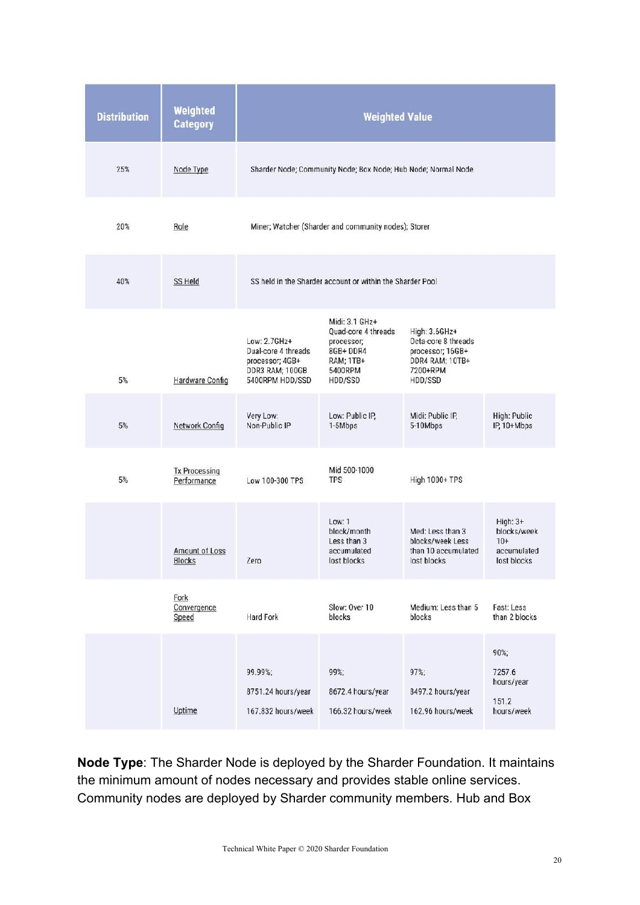| Distribution | Weighted Category | Weighted Value | | | |
|---|---|---|---|---|---|
| 25% | Node Type | Sharder Node; Community Node; Box Node; Hub Node; Normal Node | | | |
| 20% | Role | Miner; Watcher (Sharder and community nodes); Storer | | | |
| 40% | SS Held | SS held in the Sharder account or within the Sharder Pool | | | |
| 5% | Hardware Config | Low: 2.7GHz+ Dual-core 4 threads processor; 4GB+ DDR3 RAM; 100GB 5400RPM HDD/SSD | Midi: 3.1 GHz+ Quad-core 4 threads processor; 8GB+ DDR4 RAM; 1TB+ 5400RPM HDD/SSD | High: 3.6GHz+ Octa-core 8 threads processor; 16GB+ DDR4 RAM; 10TB+ 7200+RPM HDD/SSD | |
| 5% | Network Config | Very Low: Non-Public IP | Low: Public IP, 1-5Mbps | Midi: Public IP, 5-10Mbps | High: Public IP, 10+Mbps |
| 5% | Tx Processing Performance | Low 100-300 TPS | Mid 500-1000 TPS | High 1000+ TPS | |
| | Amount of Loss Blocks | Zero | Low: 1 block/month Less than 3 accumulated lost blocks | Med: Less than 3 blocks/week Less than 10 accumulated lost blocks | High: 3+ blocks/week 10+ accumulated lost blocks |
| | Fork Convergence Speed | Hard Fork | Slow: Over 10 blocks | Medium: Less than 5 blocks | Fast: Less than 2 blocks |
| | Uptime | 99.99%; 8751.24 hours/year 167.832 hours/week | 99%; 8672.4 hours/year 166.32 hours/week | 97%; 8497.2 hours/year 162.96 hours/week | 90%; 7257.6 hours/year 151.2 hours/week |

**Node Type**: The Sharder Node is deployed by the Sharder Foundation. It maintains the minimum amount of nodes necessary and provides stable online services. Community nodes are deployed by Sharder community members. Hub and Box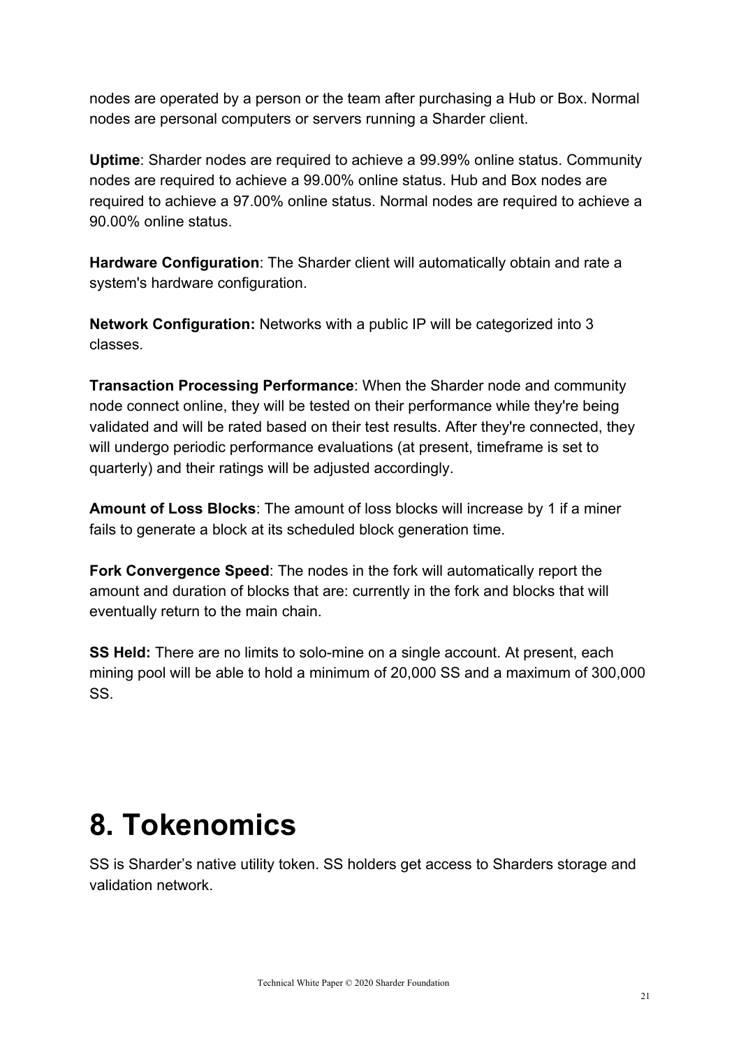nodes are operated by a person or the team after purchasing a Hub or Box. Normal nodes are personal computers or servers running a Sharder client.

**Uptime**: Sharder nodes are required to achieve a 99.99% online status. Community nodes are required to achieve a 99.00% online status. Hub and Box nodes are required to achieve a 97.00% online status. Normal nodes are required to achieve a 90.00% online status.

**Hardware Configuration**: The Sharder client will automatically obtain and rate a system's hardware configuration.

**Network Configuration:** Networks with a public IP will be categorized into 3 classes.

**Transaction Processing Performance**: When the Sharder node and community node connect online, they will be tested on their performance while they're being validated and will be rated based on their test results. After they're connected, they will undergo periodic performance evaluations (at present, timeframe is set to quarterly) and their ratings will be adjusted accordingly.

**Amount of Loss Blocks**: The amount of loss blocks will increase by 1 if a miner fails to generate a block at its scheduled block generation time.

**Fork Convergence Speed**: The nodes in the fork will automatically report the amount and duration of blocks that are: currently in the fork and blocks that will eventually return to the main chain.

**SS Held:** There are no limits to solo-mine on a single account. At present, each mining pool will be able to hold a minimum of 20,000 SS and a maximum of 300,000 SS.

# 8. Tokenomics

SS is Sharder's native utility token. SS holders get access to Sharders storage and validation network.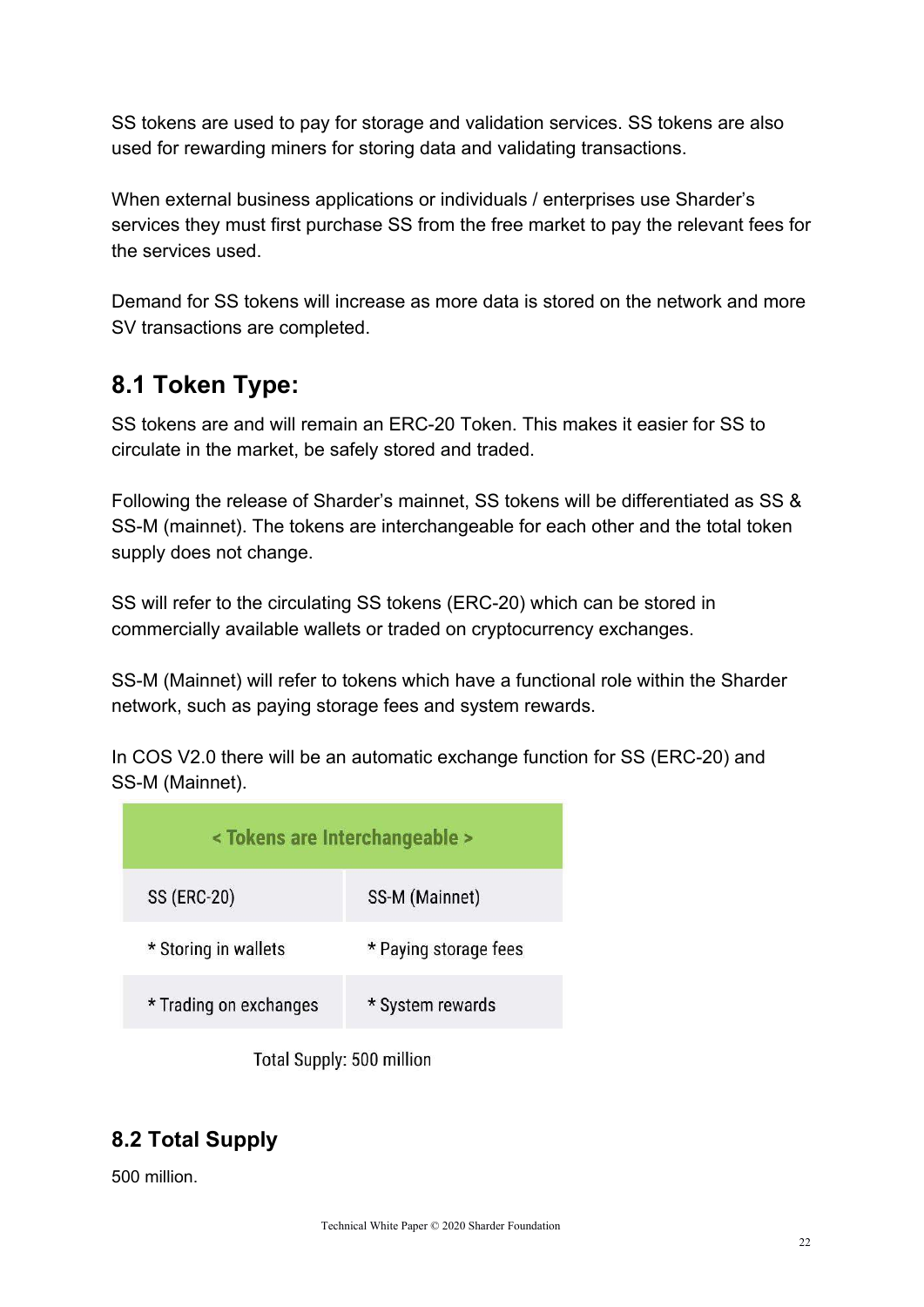SS tokens are used to pay for storage and validation services. SS tokens are also used for rewarding miners for storing data and validating transactions.

When external business applications or individuals / enterprises use Sharder's services they must first purchase SS from the free market to pay the relevant fees for the services used.

Demand for SS tokens will increase as more data is stored on the network and more SV transactions are completed.

## 8.1 Token Type:

SS tokens are and will remain an ERC-20 Token. This makes it easier for SS to circulate in the market, be safely stored and traded.

Following the release of Sharder's mainnet, SS tokens will be differentiated as SS & SS-M (mainnet). The tokens are interchangeable for each other and the total token supply does not change.

SS will refer to the circulating SS tokens (ERC-20) which can be stored in commercially available wallets or traded on cryptocurrency exchanges.

SS-M (Mainnet) will refer to tokens which have a functional role within the Sharder network, such as paying storage fees and system rewards.

In COS V2.0 there will be an automatic exchange function for SS (ERC-20) and SS-M (Mainnet).

| < Tokens are Interchangeable > | |
|---|---|
| SS (ERC-20) | SS-M (Mainnet) |
| * Storing in wallets | * Paying storage fees |
| * Trading on exchanges | * System rewards |

Total Supply: 500 million

## 8.2 Total Supply

500 million.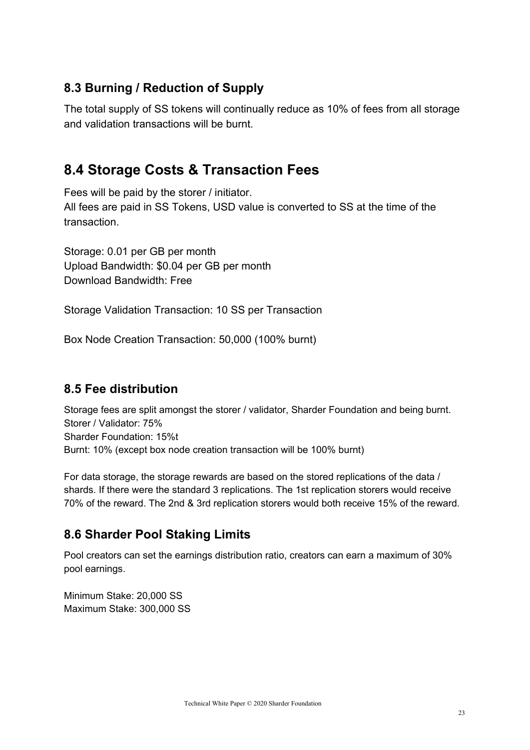### 8.3 Burning / Reduction of Supply

The total supply of SS tokens will continually reduce as 10% of fees from all storage and validation transactions will be burnt.

## 8.4 Storage Costs & Transaction Fees

Fees will be paid by the storer / initiator.
All fees are paid in SS Tokens, USD value is converted to SS at the time of the transaction.

Storage: 0.01 per GB per month
Upload Bandwidth: $0.04 per GB per month
Download Bandwidth: Free

Storage Validation Transaction: 10 SS per Transaction

Box Node Creation Transaction: 50,000 (100% burnt)

### 8.5 Fee distribution

Storage fees are split amongst the storer / validator, Sharder Foundation and being burnt.
Storer / Validator: 75%
Sharder Foundation: 15%t
Burnt: 10% (except box node creation transaction will be 100% burnt)

For data storage, the storage rewards are based on the stored replications of the data / shards. If there were the standard 3 replications. The 1st replication storers would receive 70% of the reward. The 2nd & 3rd replication storers would both receive 15% of the reward.

### 8.6 Sharder Pool Staking Limits

Pool creators can set the earnings distribution ratio, creators can earn a maximum of 30% pool earnings.

Minimum Stake: 20,000 SS
Maximum Stake: 300,000 SS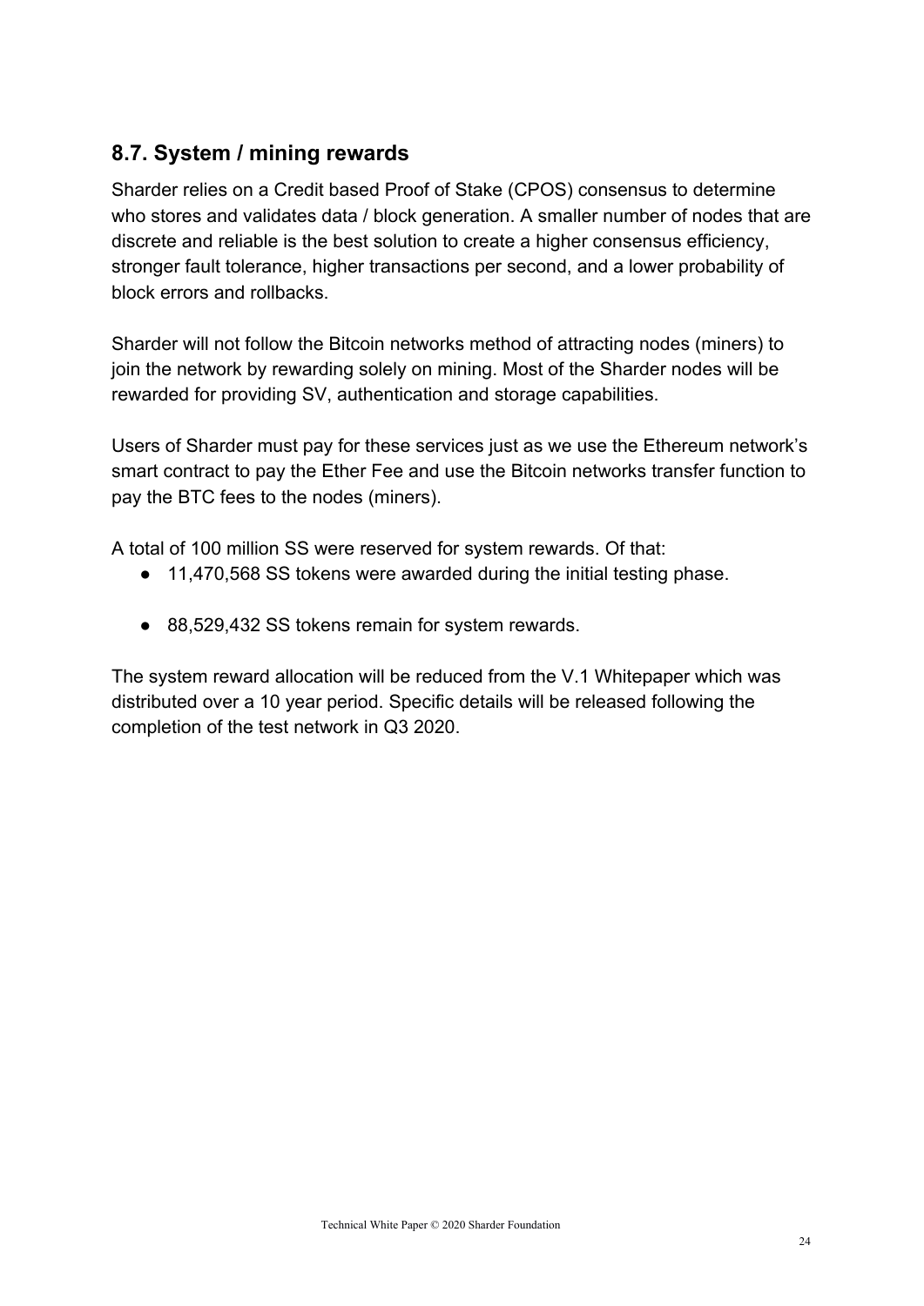## 8.7. System / mining rewards

Sharder relies on a Credit based Proof of Stake (CPOS) consensus to determine who stores and validates data / block generation. A smaller number of nodes that are discrete and reliable is the best solution to create a higher consensus efficiency, stronger fault tolerance, higher transactions per second, and a lower probability of block errors and rollbacks.

Sharder will not follow the Bitcoin networks method of attracting nodes (miners) to join the network by rewarding solely on mining. Most of the Sharder nodes will be rewarded for providing SV, authentication and storage capabilities.

Users of Sharder must pay for these services just as we use the Ethereum network's smart contract to pay the Ether Fee and use the Bitcoin networks transfer function to pay the BTC fees to the nodes (miners).

A total of 100 million SS were reserved for system rewards. Of that:

- 11,470,568 SS tokens were awarded during the initial testing phase.
- 88,529,432 SS tokens remain for system rewards.

The system reward allocation will be reduced from the V.1 Whitepaper which was distributed over a 10 year period. Specific details will be released following the completion of the test network in Q3 2020.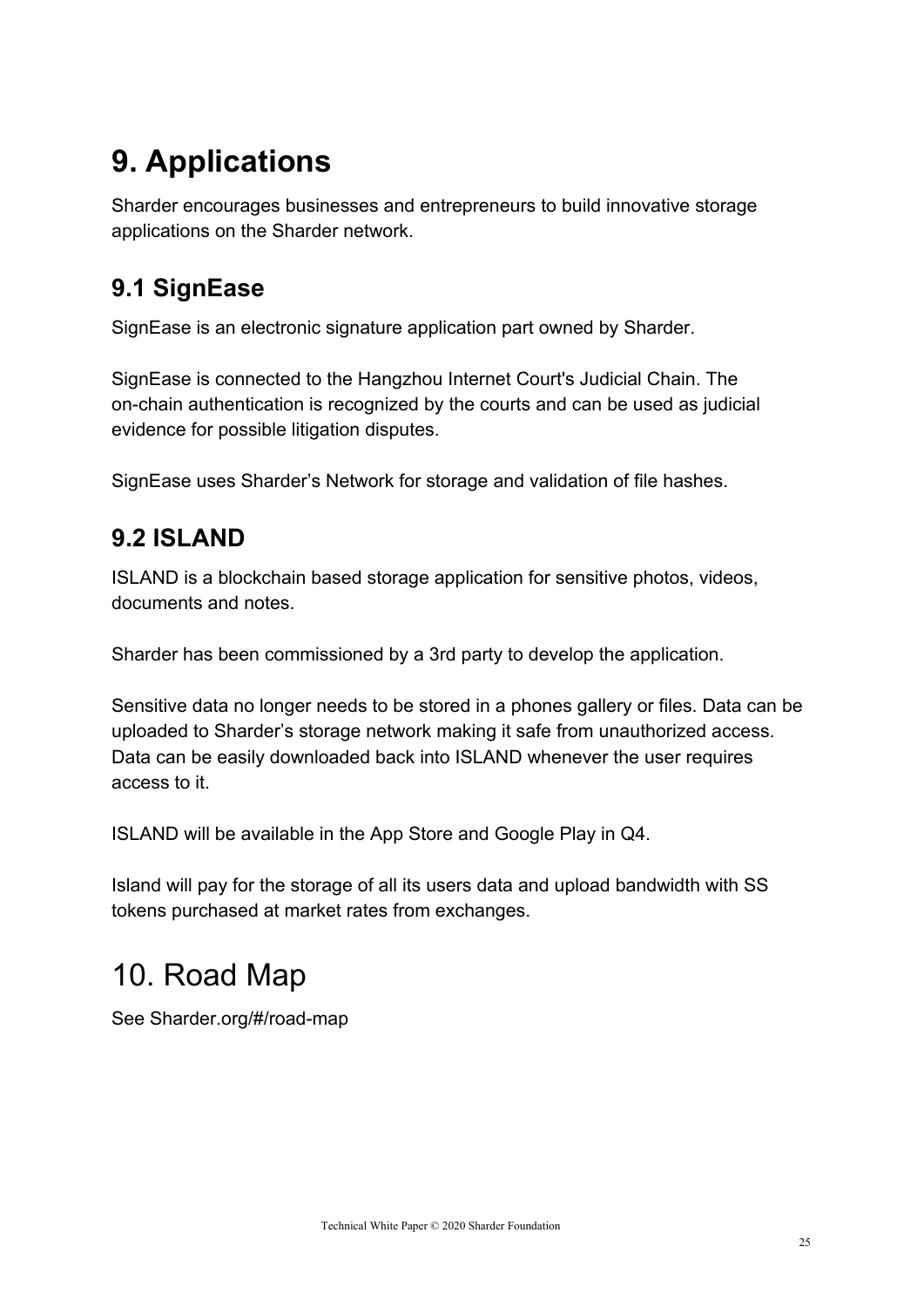# 9. Applications

Sharder encourages businesses and entrepreneurs to build innovative storage applications on the Sharder network.

## 9.1 SignEase

SignEase is an electronic signature application part owned by Sharder.

SignEase is connected to the Hangzhou Internet Court's Judicial Chain. The on-chain authentication is recognized by the courts and can be used as judicial evidence for possible litigation disputes.

SignEase uses Sharder's Network for storage and validation of file hashes.

## 9.2 ISLAND

ISLAND is a blockchain based storage application for sensitive photos, videos, documents and notes.

Sharder has been commissioned by a 3rd party to develop the application.

Sensitive data no longer needs to be stored in a phones gallery or files. Data can be uploaded to Sharder's storage network making it safe from unauthorized access. Data can be easily downloaded back into ISLAND whenever the user requires access to it.

ISLAND will be available in the App Store and Google Play in Q4.

Island will pay for the storage of all its users data and upload bandwidth with SS tokens purchased at market rates from exchanges.

# 10. Road Map

See Sharder.org/#/road-map